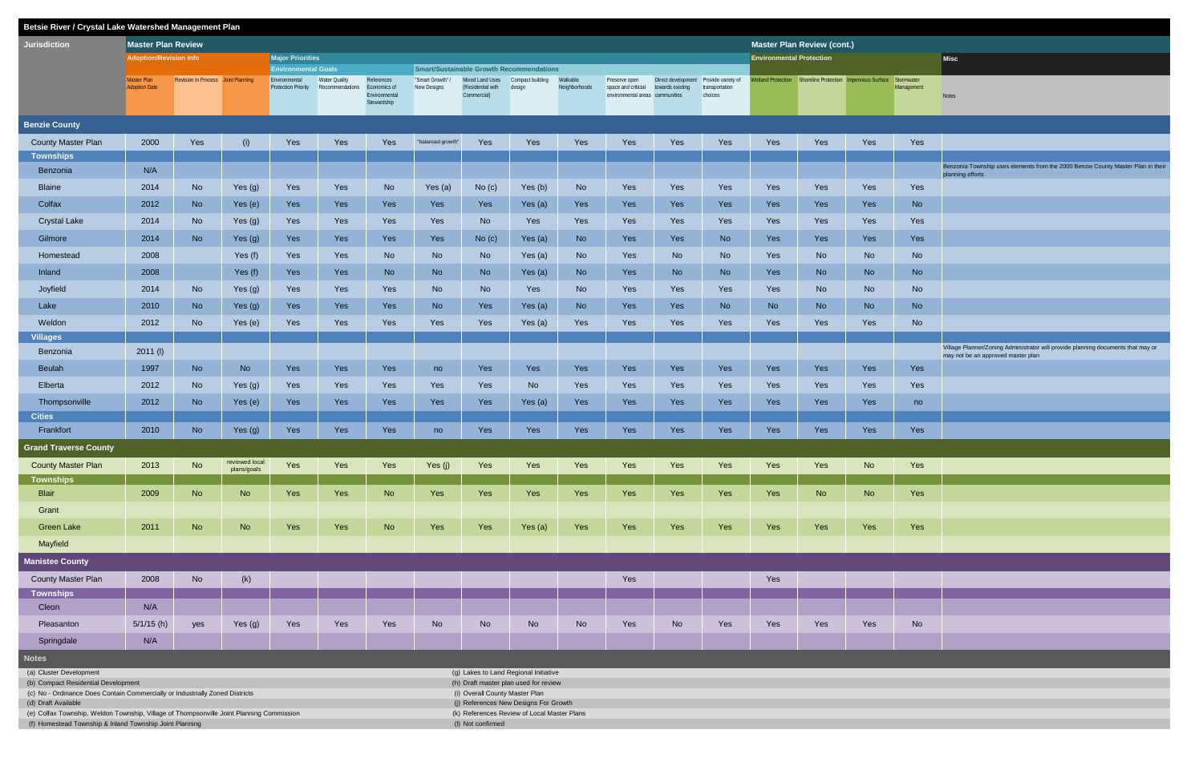# Betsie River / Crystal Lake Watershed Management Plan

| Jurisdiction | Master Plan Review | | | | | | | | | | | | | Master Plan Review (cont.) | | | | |
|---|---|---|---|---|---|---|---|---|---|---|---|---|---|---|---|---|---|---|
| | Adoption/Revision Info | | | Major Priorities | | | | | | | | | | Environmental Protection | | | | Misc |
| | | | | Environmental Goals | | | Smart/Sustainable Growth Recommendations | | | | | | | | | | | |
| | Master Plan Adoption Date | Revision In Process | Joint Planning | Environmental Protection Priority | Water Quality Recommendations | References Economics of Environmental Stewardship | "Smart Growth" / New Designs | Mixed Land Uses (Residential with Commercial) | Compact building design | Walkable Neighborhoods | Preserve open space and criticial environmental areas | Direct development towards existing communities | Provide variety of transportation choices | Wetland Protection | Shoreline Protection | Impervious Surface | Stormwater Management | Notes |
| **Benzie County** | | | | | | | | | | | | | | | | | | |
| County Master Plan | 2000 | Yes | (i) | Yes | Yes | Yes | "balanced growth" | Yes | Yes | Yes | Yes | Yes | Yes | Yes | Yes | Yes | Yes | |
| **Townships** | | | | | | | | | | | | | | | | | | |
| Benzonia | N/A | | | | | | | | | | | | | | | | | Benzonia Township uses elements from the 2000 Benzie County Master Plan in their planning efforts |
| Blaine | 2014 | No | Yes (g) | Yes | Yes | No | Yes (a) | No (c) | Yes (b) | No | Yes | Yes | Yes | Yes | Yes | Yes | Yes | |
| Colfax | 2012 | No | Yes (e) | Yes | Yes | Yes | Yes | Yes | Yes (a) | Yes | Yes | Yes | Yes | Yes | Yes | Yes | No | |
| Crystal Lake | 2014 | No | Yes (g) | Yes | Yes | Yes | Yes | No | Yes | Yes | Yes | Yes | Yes | Yes | Yes | Yes | Yes | |
| Gilmore | 2014 | No | Yes (g) | Yes | Yes | Yes | Yes | No (c) | Yes (a) | No | Yes | Yes | No | Yes | Yes | Yes | Yes | |
| Homestead | 2008 | | Yes (f) | Yes | Yes | No | No | No | Yes (a) | No | Yes | No | No | Yes | No | No | No | |
| Inland | 2008 | | Yes (f) | Yes | Yes | No | No | No | Yes (a) | No | Yes | No | No | Yes | No | No | No | |
| Joyfield | 2014 | No | Yes (g) | Yes | Yes | Yes | No | No | Yes | No | Yes | Yes | Yes | Yes | No | No | No | |
| Lake | 2010 | No | Yes (g) | Yes | Yes | Yes | No | Yes | Yes (a) | No | Yes | Yes | No | No | No | No | No | |
| Weldon | 2012 | No | Yes (e) | Yes | Yes | Yes | Yes | Yes | Yes (a) | Yes | Yes | Yes | Yes | Yes | Yes | Yes | No | |
| **Villages** | | | | | | | | | | | | | | | | | | |
| Benzonia | 2011 (l) | | | | | | | | | | | | | | | | | Village Planner/Zoning Administrator will provide planning documents that may or may not be an approved master plan |
| Beulah | 1997 | No | No | Yes | Yes | Yes | no | Yes | Yes | Yes | Yes | Yes | Yes | Yes | Yes | Yes | Yes | |
| Elberta | 2012 | No | Yes (g) | Yes | Yes | Yes | Yes | Yes | No | Yes | Yes | Yes | Yes | Yes | Yes | Yes | Yes | |
| Thompsonville | 2012 | No | Yes (e) | Yes | Yes | Yes | Yes | Yes | Yes (a) | Yes | Yes | Yes | Yes | Yes | Yes | Yes | no | |
| **Cities** | | | | | | | | | | | | | | | | | | |
| Frankfort | 2010 | No | Yes (g) | Yes | Yes | Yes | no | Yes | Yes | Yes | Yes | Yes | Yes | Yes | Yes | Yes | Yes | |
| **Grand Traverse County** | | | | | | | | | | | | | | | | | | |
| County Master Plan | 2013 | No | reviewed local plans/goals | Yes | Yes | Yes | Yes (j) | Yes | Yes | Yes | Yes | Yes | Yes | Yes | Yes | No | Yes | |
| **Townships** | | | | | | | | | | | | | | | | | | |
| Blair | 2009 | No | No | Yes | Yes | No | Yes | Yes | Yes | Yes | Yes | Yes | Yes | Yes | No | No | Yes | |
| Grant | | | | | | | | | | | | | | | | | | |
| Green Lake | 2011 | No | No | Yes | Yes | No | Yes | Yes | Yes (a) | Yes | Yes | Yes | Yes | Yes | Yes | Yes | Yes | |
| Mayfield | | | | | | | | | | | | | | | | | | |
| **Manistee County** | | | | | | | | | | | | | | | | | | |
| County Master Plan | 2008 | No | (k) | | | | | | | | Yes | | | Yes | | | | |
| **Townships** | | | | | | | | | | | | | | | | | | |
| Cleon | N/A | | | | | | | | | | | | | | | | | |
| Pleasanton | 5/1/15 (h) | yes | Yes (g) | Yes | Yes | Yes | No | No | No | No | Yes | No | Yes | Yes | Yes | Yes | No | |
| Springdale | N/A | | | | | | | | | | | | | | | | | |

**Notes**

(a) Cluster Development
(b) Compact Residential Development
(c) No - Ordinance Does Contain Commercially or Industrially Zoned Districts
(d) Draft Available
(e) Colfax Township, Weldon Township, Village of Thompsonville Joint Planning Commission
(f) Homestead Township & Inland Township Joint Planning
(g) Lakes to Land Regional Initiative
(h) Draft master plan used for review
(i) Overall County Master Plan
(j) References New Designs For Growth
(k) References Review of Local Master Plans
(l) Not confirmed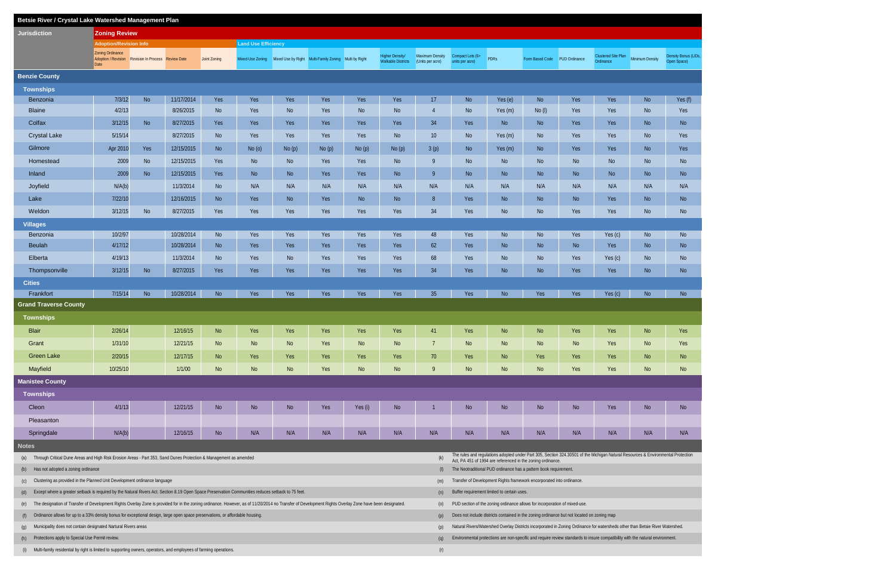# Betsie River / Crystal Lake Watershed Management Plan

| Jurisdiction | Zoning Review | | | | | | | | | | | | | | | | |
|---|---|---|---|---|---|---|---|---|---|---|---|---|---|---|---|---|---|
| | Adoption/Revision Info | | | | Land Use Efficiency | | | | | | | | | | | | |
| | Zoning Ordinance Adoption / Revision Date | Revision In Process | Review Date | Joint Zoning | Mixed-Use Zoning | Mixed Use by Right | Multi-Family Zoning | Multi by Right | Higher Density/ Walkable Districts | Maximum Density (Units per acre) | Compact Lots (6+ units per acre) | PDRs | Form Based Code | PUD Ordinance | Clustered Site Plan Ordinance | Minimum Density | Density Bonus (LIDs, Open Space) |
| **Benzie County** | | | | | | | | | | | | | | | | | |
| **Townships** | | | | | | | | | | | | | | | | | |
| Benzonia | 7/3/12 | No | 11/17/2014 | Yes | Yes | Yes | Yes | Yes | Yes | 17 | No | Yes (e) | No | Yes | Yes | No | Yes (f) |
| Blaine | 4/2/13 | | 8/26/2015 | No | Yes | No | Yes | No | No | 4 | No | Yes (m) | No (l) | Yes | Yes | No | Yes |
| Colfax | 3/12/15 | No | 8/27/2015 | Yes | Yes | Yes | Yes | Yes | Yes | 34 | Yes | No | No | Yes | Yes | No | No |
| Crystal Lake | 5/15/14 | | 8/27/2015 | No | Yes | Yes | Yes | Yes | No | 10 | No | Yes (m) | No | Yes | Yes | No | Yes |
| Gilmore | Apr 2010 | Yes | 12/15/2015 | No | No (o) | No (p) | No (p) | No (p) | No (p) | 3 (p) | No | Yes (m) | No | Yes | Yes | No | Yes |
| Homestead | 2009 | No | 12/15/2015 | Yes | No | No | Yes | Yes | No | 9 | No | No | No | No | No | No | No |
| Inland | 2009 | No | 12/15/2015 | Yes | No | No | Yes | Yes | No | 9 | No | No | No | No | No | No | No |
| Joyfield | N/A(b) | | 11/3/2014 | No | N/A | N/A | N/A | N/A | N/A | N/A | N/A | N/A | N/A | N/A | N/A | N/A | N/A |
| Lake | 7/22/10 | | 12/16/2015 | No | Yes | No | Yes | No | No | 8 | Yes | No | No | No | Yes | No | No |
| Weldon | 3/12/15 | No | 8/27/2015 | Yes | Yes | Yes | Yes | Yes | Yes | 34 | Yes | No | No | Yes | Yes | No | No |
| **Villages** | | | | | | | | | | | | | | | | | |
| Benzonia | 10/2/97 | | 10/28/2014 | No | Yes | Yes | Yes | Yes | Yes | 48 | Yes | No | No | Yes | Yes (c) | No | No |
| Beulah | 4/17/12 | | 10/28/2014 | No | Yes | Yes | Yes | Yes | Yes | 62 | Yes | No | No | No | Yes | No | No |
| Elberta | 4/19/13 | | 11/3/2014 | No | Yes | No | Yes | Yes | Yes | 68 | Yes | No | No | Yes | Yes (c) | No | No |
| Thompsonville | 3/12/15 | No | 8/27/2015 | Yes | Yes | Yes | Yes | Yes | Yes | 34 | Yes | No | No | Yes | Yes | No | No |
| **Cities** | | | | | | | | | | | | | | | | | |
| Frankfort | 7/15/14 | No | 10/28/2014 | No | Yes | Yes | Yes | Yes | Yes | 35 | Yes | No | Yes | Yes | Yes (c) | No | No |
| **Grand Traverse County** | | | | | | | | | | | | | | | | | |
| **Townships** | | | | | | | | | | | | | | | | | |
| Blair | 2/26/14 | | 12/16/15 | No | Yes | Yes | Yes | Yes | Yes | 41 | Yes | No | No | Yes | Yes | No | Yes |
| Grant | 1/31/10 | | 12/21/15 | No | No | No | Yes | No | No | 7 | No | No | No | No | Yes | No | Yes |
| Green Lake | 2/20/15 | | 12/17/15 | No | Yes | Yes | Yes | Yes | Yes | 70 | Yes | No | Yes | Yes | Yes | No | No |
| Mayfield | 10/25/10 | | 1/1/00 | No | No | No | Yes | No | No | 9 | No | No | No | Yes | Yes | No | No |
| **Manistee County** | | | | | | | | | | | | | | | | | |
| **Townships** | | | | | | | | | | | | | | | | | |
| Cleon | 4/1/13 | | 12/21/15 | No | No | No | Yes | Yes (i) | No | 1 | No | No | No | No | Yes | No | No |
| Pleasanton | | | | | | | | | | | | | | | | | |
| Springdale | N/A(b) | | 12/16/15 | No | N/A | N/A | N/A | N/A | N/A | N/A | N/A | N/A | N/A | N/A | N/A | N/A | N/A |

## Notes

(a) Through Critical Dune Areas and High Risk Erosion Areas - Part 353, Sand Dunes Protection & Management as amended

(b) Has not adopted a zoning ordinance

(c) Clustering as provided in the Planned Unit Development ordinance language

(d) Except where a greater setback is required by the Natural Rivers Act. Section 8.19 Open Space Preservation Communities reduces setback to 75 feet.

(e) The designation of Transfer of Development Rights Overlay Zone is provided for in the zoning ordinance. However, as of 11/20/2014 no Transfer of Development Rights Overlay Zone have been designated.

(f) Ordinance allows for up to a 33% density bonus for exceptional design, large open space preservations, or affordable housing.

(g) Municipality does not contain designated Nartural Rivers areas

(h) Protections apply to Special Use Permit review.

(i) Multi-family residential by right is limited to supporting owners, operators, and employees of farming operations.

(k) The rules and regulations adopted under Part 305, Section 324.30501 of the Michigan Natural Resources & Environmental Protection Act, PA 451 of 1994 are referenced in the zoning ordinance.

(l) The Neotraditional PUD ordinance has a pattern book requirement.

(m) Transfer of Development Rights framework incorporated into ordinance.

(n) Buffer requirement limited to certain uses.

(o) PUD section of the zoning ordinance allows for incorporation of mixed-use.

(p) Does not include districts contained in the zoning ordinance but not located on zoning map

(p) Natural Rivers/Watershed Overlay Districts incorporated in Zoning Ordinance for watersheds other than Betsie River Watershed.

(q) Environmental protections are non-specific and require review standards to insure compatibility with the natural environment.

(r)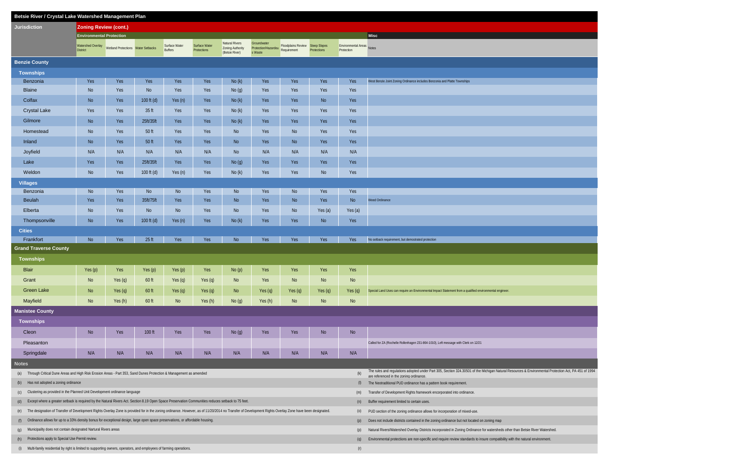# Betsie River / Crystal Lake Watershed Management Plan

| Jurisdiction | Zoning Review (cont.) | | | | | | | | | | |
|---|---|---|---|---|---|---|---|---|---|---|---|
| | Environmental Protection | | | | | | | | | | Misc |
| | Watershed Overlay District | Wetland Protections | Water Setbacks | Surface Water Buffers | Surface Water Protections | Natural Rivers Zoning Authority (Betsie River) | Groundwater Protection/Hazardous Waste | Floodplains Review Requirement | Steep Slopes Protections | Environmental Areas Protection | Notes |
| **Benzie County** | | | | | | | | | | | |
| **Townships** | | | | | | | | | | | |
| Benzonia | Yes | Yes | Yes | Yes | Yes | No (k) | Yes | Yes | Yes | Yes | West Benzie Joint Zoning Ordinance includes Benzonia and Platte Townships |
| Blaine | No | Yes | No | Yes | Yes | No (g) | Yes | Yes | Yes | Yes | |
| Colfax | No | Yes | 100 ft (d) | Yes (n) | Yes | No (k) | Yes | Yes | No | Yes | |
| Crystal Lake | Yes | Yes | 35 ft | Yes | Yes | No (k) | Yes | Yes | Yes | Yes | |
| Gilmore | No | Yes | 25ft/35ft | Yes | Yes | No (k) | Yes | Yes | Yes | Yes | |
| Homestead | No | Yes | 50 ft | Yes | Yes | No | Yes | No | Yes | Yes | |
| Inland | No | Yes | 50 ft | Yes | Yes | No | Yes | No | Yes | Yes | |
| Joyfield | N/A | N/A | N/A | N/A | N/A | No | N/A | N/A | N/A | N/A | |
| Lake | Yes | Yes | 25ft/35ft | Yes | Yes | No (g) | Yes | Yes | Yes | Yes | |
| Weldon | No | Yes | 100 ft (d) | Yes (n) | Yes | No (k) | Yes | Yes | No | Yes | |
| **Villages** | | | | | | | | | | | |
| Benzonia | No | Yes | No | No | Yes | No | Yes | No | Yes | Yes | |
| Beulah | Yes | Yes | 35ft/75ft | Yes | Yes | No | Yes | No | Yes | No | Weed Ordinance |
| Elberta | No | Yes | No | No | Yes | No | Yes | No | Yes (a) | Yes (a) | |
| Thompsonville | No | Yes | 100 ft (d) | Yes (n) | Yes | No (k) | Yes | Yes | No | Yes | |
| **Cities** | | | | | | | | | | | |
| Frankfort | No | Yes | 25 ft | Yes | Yes | No | Yes | Yes | Yes | Yes | No setback requirement, but demostrated protection |
| **Grand Traverse County** | | | | | | | | | | | |
| **Townships** | | | | | | | | | | | |
| Blair | Yes (p) | Yes | Yes (p) | Yes (p) | Yes | No (p) | Yes | Yes | Yes | Yes | |
| Grant | No | Yes (q) | 60 ft | Yes (q) | Yes (q) | No | Yes | No | No | No | |
| Green Lake | No | Yes (q) | 60 ft | Yes (q) | Yes (q) | No | Yes (q) | Yes (q) | Yes (q) | Yes (q) | Special Land Uses can require an Environmental Impact Statement from a qualified environmental engineer. |
| Mayfield | No | Yes (h) | 60 ft | No | Yes (h) | No (g) | Yes (h) | No | No | No | |
| **Manistee County** | | | | | | | | | | | |
| **Townships** | | | | | | | | | | | |
| Cleon | No | Yes | 100 ft | Yes | Yes | No (g) | Yes | Yes | No | No | |
| Pleasanton | | | | | | | | | | | Called for ZA (Rochelle Rollenhagen 231-864-1010), Left message with Clerk on 12/21 |
| Springdale | N/A | N/A | N/A | N/A | N/A | N/A | N/A | N/A | N/A | N/A | |

## Notes

- (a) Through Critical Dune Areas and High Risk Erosion Areas - Part 353, Sand Dunes Protection & Management as amended
- (b) Has not adopted a zoning ordinance
- (c) Clustering as provided in the Planned Unit Development ordinance language
- (d) Except where a greater setback is required by the Natural Rivers Act. Section 8.19 Open Space Preservation Communities reduces setback to 75 feet.
- (e) The designation of Transfer of Development Rights Overlay Zone is provided for in the zoning ordinance. However, as of 11/20/2014 no Transfer of Development Rights Overlay Zone have been designated.
- (f) Ordinance allows for up to a 33% density bonus for exceptional design, large open space preservations, or affordable housing.
- (g) Municipality does not contain designated Nartural Rivers areas
- (h) Protections apply to Special Use Permit review.
- (i) Multi-family residential by right is limited to supporting owners, operators, and employees of farming operations.
- (k) The rules and regulations adopted under Part 305, Section 324.30501 of the Michigan Natural Resources & Environmental Protection Act, PA 451 of 1994 are referenced in the zoning ordinance.
- (l) The Neotraditional PUD ordinance has a pattern book requirement.
- (m) Transfer of Development Rights framework encorporated into ordinance.
- (n) Buffer requirement limited to certain uses.
- (o) PUD section of the zoning ordinance allows for incorporation of mixed-use.
- (p) Does not include districts contained in the zoning ordinance but not located on zoning map
- (p) Natural Rivers/Watershed Overlay Districts incorporated in Zoning Ordinance for watersheds other than Betsie River Watershed.
- (q) Environmental protections are non-specific and require review standards to insure compatibility with the natural environment.
- (r)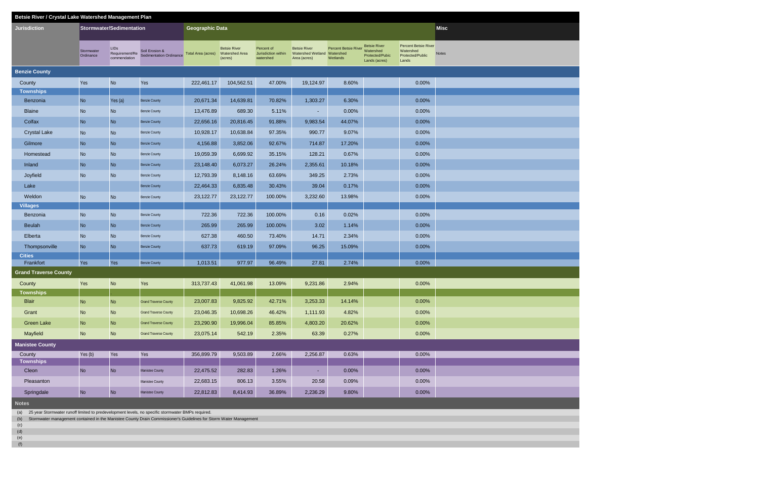## Betsie River / Crystal Lake Watershed Management Plan

| Jurisdiction | Stormwater/Sedimentation | | | Geographic Data | | | | | | | Misc |
|---|---|---|---|---|---|---|---|---|---|---|---|
| | Stormwater Ordinance | LIDs Requirement/Recommendation | Soil Erosion & Sedimentation Ordinance | Total Area (acres) | Betsie River Watershed Area (acres) | Percent of Jurisdiction within watershed | Betsie River Watershed Wetland Area (acres) | Percent Betsie River Watershed Wetlands | Betsie River Watershed Protected/Pubic Lands (acres) | Percent Betsie River Watershed Protected/Public Lands | Notes |
| **Benzie County** | | | | | | | | | | | |
| County | Yes | No | Yes | 222,461.17 | 104,562.51 | 47.00% | 19,124.97 | 8.60% | | 0.00% | |
| **Townships** | | | | | | | | | | | |
| Benzonia | No | Yes (a) | Benzie County | 20,671.34 | 14,639.81 | 70.82% | 1,303.27 | 6.30% | | 0.00% | |
| Blaine | No | No | Benzie County | 13,476.89 | 689.30 | 5.11% | - | 0.00% | | 0.00% | |
| Colfax | No | No | Benzie County | 22,656.16 | 20,816.45 | 91.88% | 9,983.54 | 44.07% | | 0.00% | |
| Crystal Lake | No | No | Benzie County | 10,928.17 | 10,638.84 | 97.35% | 990.77 | 9.07% | | 0.00% | |
| Gilmore | No | No | Benzie County | 4,156.88 | 3,852.06 | 92.67% | 714.87 | 17.20% | | 0.00% | |
| Homestead | No | No | Benzie County | 19,059.39 | 6,699.92 | 35.15% | 128.21 | 0.67% | | 0.00% | |
| Inland | No | No | Benzie County | 23,148.40 | 6,073.27 | 26.24% | 2,355.61 | 10.18% | | 0.00% | |
| Joyfield | No | No | Benzie County | 12,793.39 | 8,148.16 | 63.69% | 349.25 | 2.73% | | 0.00% | |
| Lake | | | Benzie County | 22,464.33 | 6,835.48 | 30.43% | 39.04 | 0.17% | | 0.00% | |
| Weldon | No | No | Benzie County | 23,122.77 | 23,122.77 | 100.00% | 3,232.60 | 13.98% | | 0.00% | |
| **Villages** | | | | | | | | | | | |
| Benzonia | No | No | Benzie County | 722.36 | 722.36 | 100.00% | 0.16 | 0.02% | | 0.00% | |
| Beulah | No | No | Benzie County | 265.99 | 265.99 | 100.00% | 3.02 | 1.14% | | 0.00% | |
| Elberta | No | No | Benzie County | 627.38 | 460.50 | 73.40% | 14.71 | 2.34% | | 0.00% | |
| Thompsonville | No | No | Benzie County | 637.73 | 619.19 | 97.09% | 96.25 | 15.09% | | 0.00% | |
| **Cities** | | | | | | | | | | | |
| Frankfort | Yes | Yes | Benzie County | 1,013.51 | 977.97 | 96.49% | 27.81 | 2.74% | | 0.00% | |
| **Grand Traverse County** | | | | | | | | | | | |
| County | Yes | No | Yes | 313,737.43 | 41,061.98 | 13.09% | 9,231.86 | 2.94% | | 0.00% | |
| **Townships** | | | | | | | | | | | |
| Blair | No | No | Grand Traverse County | 23,007.83 | 9,825.92 | 42.71% | 3,253.33 | 14.14% | | 0.00% | |
| Grant | No | No | Grand Traverse County | 23,046.35 | 10,698.26 | 46.42% | 1,111.93 | 4.82% | | 0.00% | |
| Green Lake | No | No | Grand Traverse County | 23,290.90 | 19,996.04 | 85.85% | 4,803.20 | 20.62% | | 0.00% | |
| Mayfield | No | No | Grand Traverse County | 23,075.14 | 542.19 | 2.35% | 63.39 | 0.27% | | 0.00% | |
| **Manistee County** | | | | | | | | | | | |
| County | Yes (b) | Yes | Yes | 356,899.79 | 9,503.89 | 2.66% | 2,256.87 | 0.63% | | 0.00% | |
| **Townships** | | | | | | | | | | | |
| Cleon | No | No | Manistee County | 22,475.52 | 282.83 | 1.26% | - | 0.00% | | 0.00% | |
| Pleasanton | | | Manistee County | 22,683.15 | 806.13 | 3.55% | 20.58 | 0.09% | | 0.00% | |
| Springdale | No | No | Manistee County | 22,812.83 | 8,414.93 | 36.89% | 2,236.29 | 9.80% | | 0.00% | |

**Notes**

(a) 25 year Stormwater runoff limited to predevelopment levels, no specific stormwater BMPs required.
(b) Stormwater management contained in the Manistee County Drain Commissioner's Guidelines for Storm Water Management
(c)
(d)
(e)
(f)